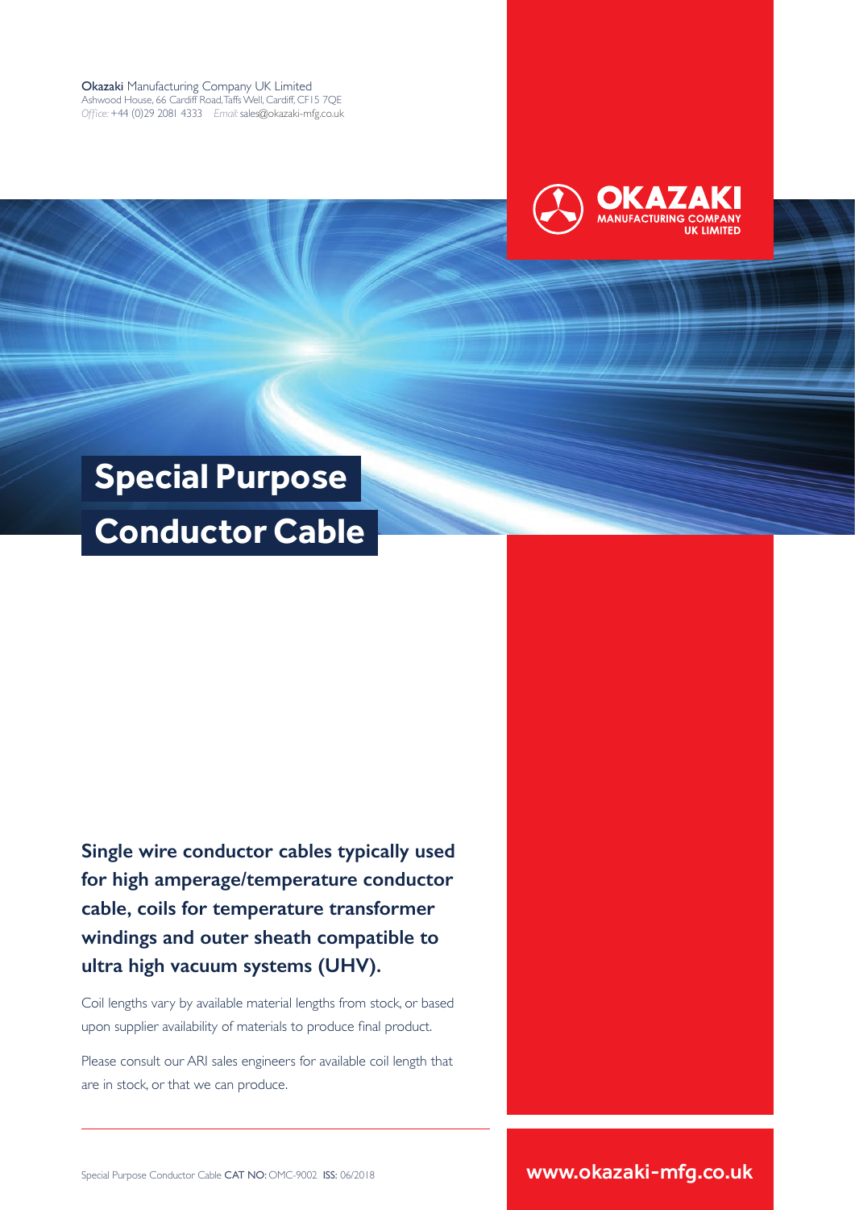**Okazaki** Manufacturing Company UK Limited
Ashwood House, 66 Cardiff Road, Taffs Well, Cardiff, CF15 7QE
*Office:* +44 (0)29 2081 4333 *Email:* sales@okazaki-mfg.co.uk

OKAZAKI
MANUFACTURING COMPANY
UK LIMITED

# Special Purpose Conductor Cable

**Single wire conductor cables typically used for high amperage/temperature conductor cable, coils for temperature transformer windings and outer sheath compatible to ultra high vacuum systems (UHV).**

Coil lengths vary by available material lengths from stock, or based upon supplier availability of materials to produce final product.

Please consult our ARI sales engineers for available coil length that are in stock, or that we can produce.

Special Purpose Conductor Cable **CAT NO:** OMC-9002 **ISS:** 06/2018

**www.okazaki-mfg.co.uk**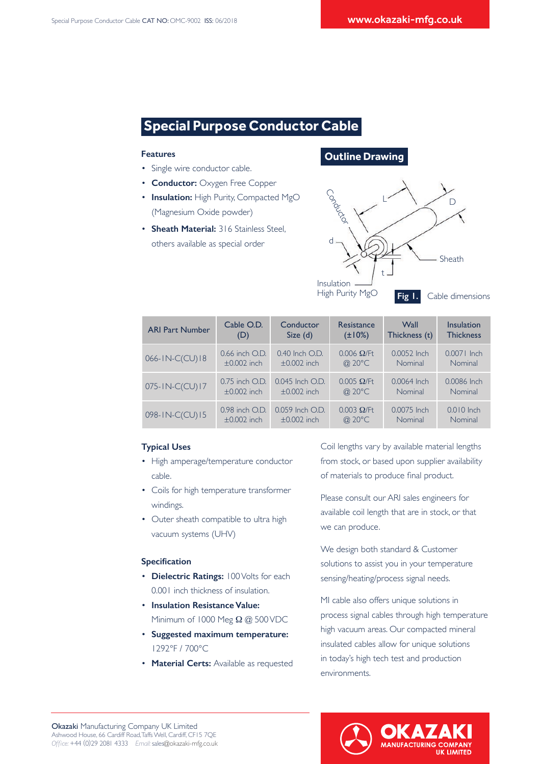# Special Purpose Conductor Cable

## Features

- Single wire conductor cable.
- **Conductor:** Oxygen Free Copper
- **Insulation:** High Purity, Compacted MgO (Magnesium Oxide powder)
- **Sheath Material:** 316 Stainless Steel, others available as special order

## Outline Drawing

Conductor

L

D

d

Sheath

t

Insulation High Purity MgO

**Fig 1.** Cable dimensions

| ARI Part Number | Cable O.D. (D) | Conductor Size (d) | Resistance (±10%) | Wall Thickness (t) | Insulation Thickness |
|---|---|---|---|---|---|
| 066-1N-C(CU)18 | 0.66 inch O.D. ±0.002 inch | 0.40 Inch O.D. ±0.002 inch | 0.006 Ω/Ft @ 20°C | 0.0052 Inch Nominal | 0.0071 Inch Nominal |
| 075-1N-C(CU)17 | 0.75 inch O.D. ±0.002 inch | 0.045 Inch O.D. ±0.002 inch | 0.005 Ω/Ft @ 20°C | 0.0064 Inch Nominal | 0.0086 Inch Nominal |
| 098-1N-C(CU)15 | 0.98 inch O.D. ±0.002 inch | 0.059 Inch O.D. ±0.002 inch | 0.003 Ω/Ft @ 20°C | 0.0075 Inch Nominal | 0.010 Inch Nominal |

## Typical Uses

- High amperage/temperature conductor cable.
- Coils for high temperature transformer windings.
- Outer sheath compatible to ultra high vacuum systems (UHV)

## Specification

- **Dielectric Ratings:** 100 Volts for each 0.001 inch thickness of insulation.
- **Insulation Resistance Value:** Minimum of 1000 Meg Ω @ 500 VDC
- **Suggested maximum temperature:** 1292°F / 700°C
- **Material Certs:** Available as requested

Coil lengths vary by available material lengths from stock, or based upon supplier availability of materials to produce final product.

Please consult our ARI sales engineers for available coil length that are in stock, or that we can produce.

We design both standard & Customer solutions to assist you in your temperature sensing/heating/process signal needs.

MI cable also offers unique solutions in process signal cables through high temperature high vacuum areas. Our compacted mineral insulated cables allow for unique solutions in today's high tech test and production environments.

**Okazaki** Manufacturing Company UK Limited
Ashwood House, 66 Cardiff Road, Taffs Well, Cardiff, CF15 7QE
*Office:* +44 (0)29 2081 4333 *Email:* sales@okazaki-mfg.co.uk

OKAZAKI MANUFACTURING COMPANY UK LIMITED